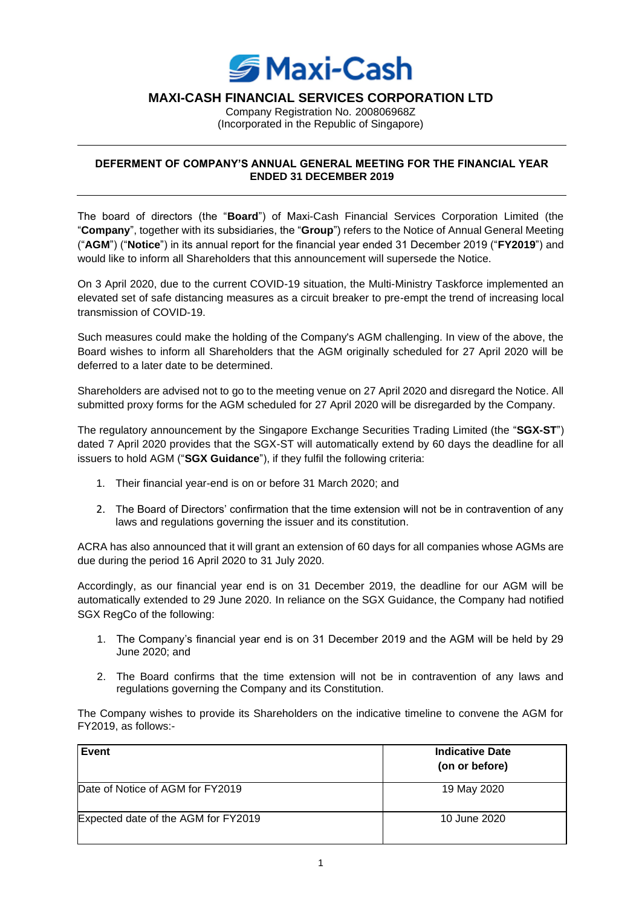# MAXI-CASH FINANCIAL SERVICES CORPORATION LTD

Company Registration No. 200806968Z
(Incorporated in the Republic of Singapore)

---

## DEFERMENT OF COMPANY'S ANNUAL GENERAL MEETING FOR THE FINANCIAL YEAR ENDED 31 DECEMBER 2019

---

The board of directors (the "**Board**") of Maxi-Cash Financial Services Corporation Limited (the "**Company**", together with its subsidiaries, the "**Group**") refers to the Notice of Annual General Meeting ("**AGM**") ("**Notice**") in its annual report for the financial year ended 31 December 2019 ("**FY2019**") and would like to inform all Shareholders that this announcement will supersede the Notice.

On 3 April 2020, due to the current COVID-19 situation, the Multi-Ministry Taskforce implemented an elevated set of safe distancing measures as a circuit breaker to pre-empt the trend of increasing local transmission of COVID-19.

Such measures could make the holding of the Company's AGM challenging. In view of the above, the Board wishes to inform all Shareholders that the AGM originally scheduled for 27 April 2020 will be deferred to a later date to be determined.

Shareholders are advised not to go to the meeting venue on 27 April 2020 and disregard the Notice. All submitted proxy forms for the AGM scheduled for 27 April 2020 will be disregarded by the Company.

The regulatory announcement by the Singapore Exchange Securities Trading Limited (the "**SGX-ST**") dated 7 April 2020 provides that the SGX-ST will automatically extend by 60 days the deadline for all issuers to hold AGM ("**SGX Guidance**"), if they fulfil the following criteria:

1. Their financial year-end is on or before 31 March 2020; and
2. The Board of Directors' confirmation that the time extension will not be in contravention of any laws and regulations governing the issuer and its constitution.

ACRA has also announced that it will grant an extension of 60 days for all companies whose AGMs are due during the period 16 April 2020 to 31 July 2020.

Accordingly, as our financial year end is on 31 December 2019, the deadline for our AGM will be automatically extended to 29 June 2020. In reliance on the SGX Guidance, the Company had notified SGX RegCo of the following:

1. The Company's financial year end is on 31 December 2019 and the AGM will be held by 29 June 2020; and
2. The Board confirms that the time extension will not be in contravention of any laws and regulations governing the Company and its Constitution.

The Company wishes to provide its Shareholders on the indicative timeline to convene the AGM for FY2019, as follows:-

| Event | Indicative Date (on or before) |
|---|---|
| Date of Notice of AGM for FY2019 | 19 May 2020 |
| Expected date of the AGM for FY2019 | 10 June 2020 |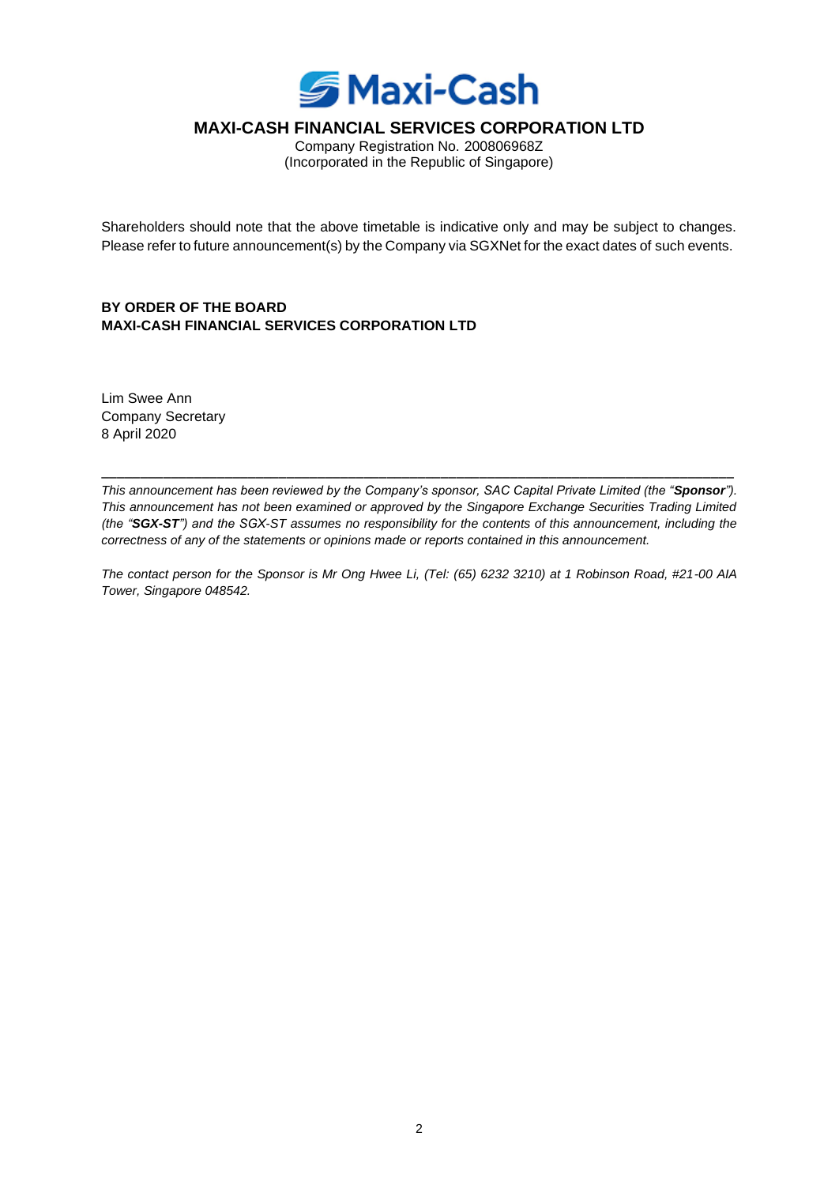**MAXI-CASH FINANCIAL SERVICES CORPORATION LTD**
Company Registration No. 200806968Z
(Incorporated in the Republic of Singapore)

Shareholders should note that the above timetable is indicative only and may be subject to changes. Please refer to future announcement(s) by the Company via SGXNet for the exact dates of such events.

**BY ORDER OF THE BOARD**
**MAXI-CASH FINANCIAL SERVICES CORPORATION LTD**

Lim Swee Ann
Company Secretary
8 April 2020

---

*This announcement has been reviewed by the Company's sponsor, SAC Capital Private Limited (the "**Sponsor**"). This announcement has not been examined or approved by the Singapore Exchange Securities Trading Limited (the "**SGX-ST**") and the SGX-ST assumes no responsibility for the contents of this announcement, including the correctness of any of the statements or opinions made or reports contained in this announcement.*

*The contact person for the Sponsor is Mr Ong Hwee Li, (Tel: (65) 6232 3210) at 1 Robinson Road, #21-00 AIA Tower, Singapore 048542.*